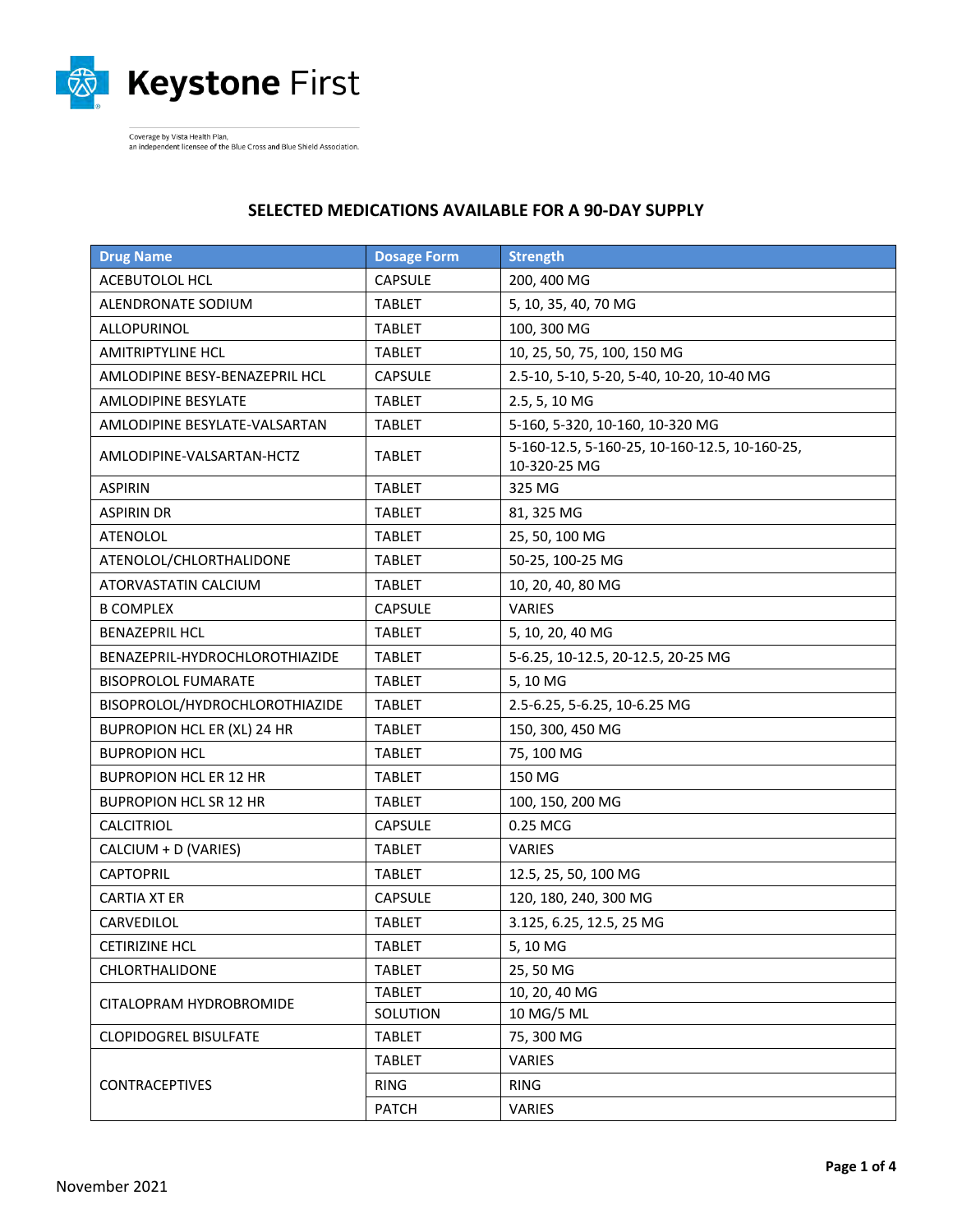Keystone First

Coverage by Vista Health Plan,
an independent licensee of the Blue Cross and Blue Shield Association.

## SELECTED MEDICATIONS AVAILABLE FOR A 90-DAY SUPPLY

| Drug Name | Dosage Form | Strength |
|---|---|---|
| ACEBUTOLOL HCL | CAPSULE | 200, 400 MG |
| ALENDRONATE SODIUM | TABLET | 5, 10, 35, 40, 70 MG |
| ALLOPURINOL | TABLET | 100, 300 MG |
| AMITRIPTYLINE HCL | TABLET | 10, 25, 50, 75, 100, 150 MG |
| AMLODIPINE BESY-BENAZEPRIL HCL | CAPSULE | 2.5-10, 5-10, 5-20, 5-40, 10-20, 10-40 MG |
| AMLODIPINE BESYLATE | TABLET | 2.5, 5, 10 MG |
| AMLODIPINE BESYLATE-VALSARTAN | TABLET | 5-160, 5-320, 10-160, 10-320 MG |
| AMLODIPINE-VALSARTAN-HCTZ | TABLET | 5-160-12.5, 5-160-25, 10-160-12.5, 10-160-25, 10-320-25 MG |
| ASPIRIN | TABLET | 325 MG |
| ASPIRIN DR | TABLET | 81, 325 MG |
| ATENOLOL | TABLET | 25, 50, 100 MG |
| ATENOLOL/CHLORTHALIDONE | TABLET | 50-25, 100-25 MG |
| ATORVASTATIN CALCIUM | TABLET | 10, 20, 40, 80 MG |
| B COMPLEX | CAPSULE | VARIES |
| BENAZEPRIL HCL | TABLET | 5, 10, 20, 40 MG |
| BENAZEPRIL-HYDROCHLOROTHIAZIDE | TABLET | 5-6.25, 10-12.5, 20-12.5, 20-25 MG |
| BISOPROLOL FUMARATE | TABLET | 5, 10 MG |
| BISOPROLOL/HYDROCHLOROTHIAZIDE | TABLET | 2.5-6.25, 5-6.25, 10-6.25 MG |
| BUPROPION HCL ER (XL) 24 HR | TABLET | 150, 300, 450 MG |
| BUPROPION HCL | TABLET | 75, 100 MG |
| BUPROPION HCL ER 12 HR | TABLET | 150 MG |
| BUPROPION HCL SR 12 HR | TABLET | 100, 150, 200 MG |
| CALCITRIOL | CAPSULE | 0.25 MCG |
| CALCIUM + D (VARIES) | TABLET | VARIES |
| CAPTOPRIL | TABLET | 12.5, 25, 50, 100 MG |
| CARTIA XT ER | CAPSULE | 120, 180, 240, 300 MG |
| CARVEDILOL | TABLET | 3.125, 6.25, 12.5, 25 MG |
| CETIRIZINE HCL | TABLET | 5, 10 MG |
| CHLORTHALIDONE | TABLET | 25, 50 MG |
| CITALOPRAM HYDROBROMIDE | TABLET | 10, 20, 40 MG |
| | SOLUTION | 10 MG/5 ML |
| CLOPIDOGREL BISULFATE | TABLET | 75, 300 MG |
| CONTRACEPTIVES | TABLET | VARIES |
| | RING | RING |
| | PATCH | VARIES |

November 2021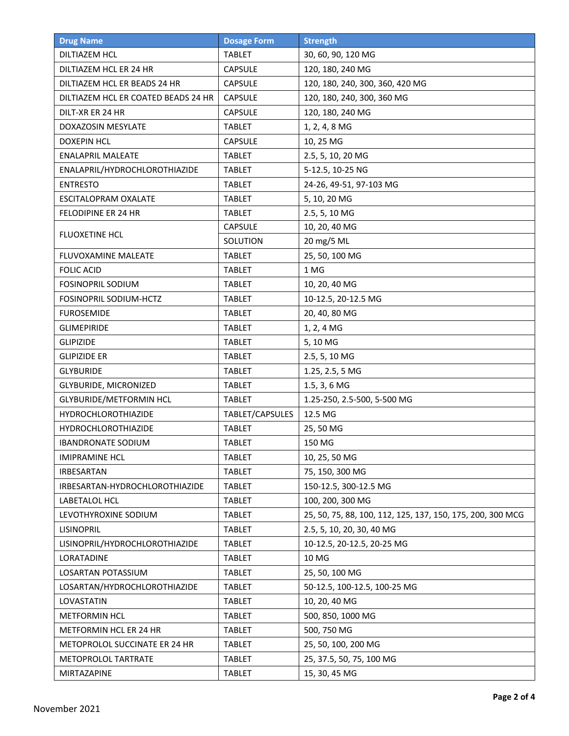| Drug Name | Dosage Form | Strength |
|---|---|---|
| DILTIAZEM HCL | TABLET | 30, 60, 90, 120 MG |
| DILTIAZEM HCL ER 24 HR | CAPSULE | 120, 180, 240 MG |
| DILTIAZEM HCL ER BEADS 24 HR | CAPSULE | 120, 180, 240, 300, 360, 420 MG |
| DILTIAZEM HCL ER COATED BEADS 24 HR | CAPSULE | 120, 180, 240, 300, 360 MG |
| DILT-XR ER 24 HR | CAPSULE | 120, 180, 240 MG |
| DOXAZOSIN MESYLATE | TABLET | 1, 2, 4, 8 MG |
| DOXEPIN HCL | CAPSULE | 10, 25 MG |
| ENALAPRIL MALEATE | TABLET | 2.5, 5, 10, 20 MG |
| ENALAPRIL/HYDROCHLOROTHIAZIDE | TABLET | 5-12.5, 10-25 NG |
| ENTRESTO | TABLET | 24-26, 49-51, 97-103 MG |
| ESCITALOPRAM OXALATE | TABLET | 5, 10, 20 MG |
| FELODIPINE ER 24 HR | TABLET | 2.5, 5, 10 MG |
| FLUOXETINE HCL | CAPSULE | 10, 20, 40 MG |
| | SOLUTION | 20 mg/5 ML |
| FLUVOXAMINE MALEATE | TABLET | 25, 50, 100 MG |
| FOLIC ACID | TABLET | 1 MG |
| FOSINOPRIL SODIUM | TABLET | 10, 20, 40 MG |
| FOSINOPRIL SODIUM-HCTZ | TABLET | 10-12.5, 20-12.5 MG |
| FUROSEMIDE | TABLET | 20, 40, 80 MG |
| GLIMEPIRIDE | TABLET | 1, 2, 4 MG |
| GLIPIZIDE | TABLET | 5, 10 MG |
| GLIPIZIDE ER | TABLET | 2.5, 5, 10 MG |
| GLYBURIDE | TABLET | 1.25, 2.5, 5 MG |
| GLYBURIDE, MICRONIZED | TABLET | 1.5, 3, 6 MG |
| GLYBURIDE/METFORMIN HCL | TABLET | 1.25-250, 2.5-500, 5-500 MG |
| HYDROCHLOROTHIAZIDE | TABLET/CAPSULES | 12.5 MG |
| HYDROCHLOROTHIAZIDE | TABLET | 25, 50 MG |
| IBANDRONATE SODIUM | TABLET | 150 MG |
| IMIPRAMINE HCL | TABLET | 10, 25, 50 MG |
| IRBESARTAN | TABLET | 75, 150, 300 MG |
| IRBESARTAN-HYDROCHLOROTHIAZIDE | TABLET | 150-12.5, 300-12.5 MG |
| LABETALOL HCL | TABLET | 100, 200, 300 MG |
| LEVOTHYROXINE SODIUM | TABLET | 25, 50, 75, 88, 100, 112, 125, 137, 150, 175, 200, 300 MCG |
| LISINOPRIL | TABLET | 2.5, 5, 10, 20, 30, 40 MG |
| LISINOPRIL/HYDROCHLOROTHIAZIDE | TABLET | 10-12.5, 20-12.5, 20-25 MG |
| LORATADINE | TABLET | 10 MG |
| LOSARTAN POTASSIUM | TABLET | 25, 50, 100 MG |
| LOSARTAN/HYDROCHLOROTHIAZIDE | TABLET | 50-12.5, 100-12.5, 100-25 MG |
| LOVASTATIN | TABLET | 10, 20, 40 MG |
| METFORMIN HCL | TABLET | 500, 850, 1000 MG |
| METFORMIN HCL ER 24 HR | TABLET | 500, 750 MG |
| METOPROLOL SUCCINATE ER 24 HR | TABLET | 25, 50, 100, 200 MG |
| METOPROLOL TARTRATE | TABLET | 25, 37.5, 50, 75, 100 MG |
| MIRTAZAPINE | TABLET | 15, 30, 45 MG |

November 2021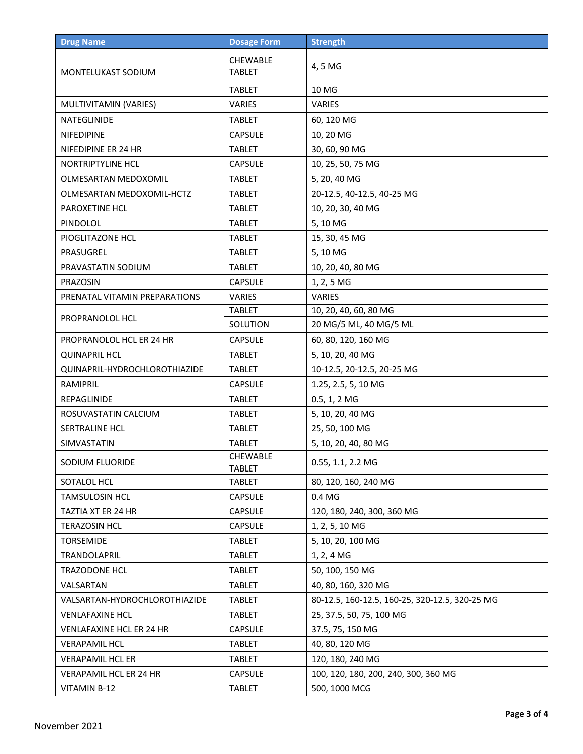| Drug Name | Dosage Form | Strength |
|---|---|---|
| MONTELUKAST SODIUM | CHEWABLE TABLET | 4, 5 MG |
| | TABLET | 10 MG |
| MULTIVITAMIN (VARIES) | VARIES | VARIES |
| NATEGLINIDE | TABLET | 60, 120 MG |
| NIFEDIPINE | CAPSULE | 10, 20 MG |
| NIFEDIPINE ER 24 HR | TABLET | 30, 60, 90 MG |
| NORTRIPTYLINE HCL | CAPSULE | 10, 25, 50, 75 MG |
| OLMESARTAN MEDOXOMIL | TABLET | 5, 20, 40 MG |
| OLMESARTAN MEDOXOMIL-HCTZ | TABLET | 20-12.5, 40-12.5, 40-25 MG |
| PAROXETINE HCL | TABLET | 10, 20, 30, 40 MG |
| PINDOLOL | TABLET | 5, 10 MG |
| PIOGLITAZONE HCL | TABLET | 15, 30, 45 MG |
| PRASUGREL | TABLET | 5, 10 MG |
| PRAVASTATIN SODIUM | TABLET | 10, 20, 40, 80 MG |
| PRAZOSIN | CAPSULE | 1, 2, 5 MG |
| PRENATAL VITAMIN PREPARATIONS | VARIES | VARIES |
| PROPRANOLOL HCL | TABLET | 10, 20, 40, 60, 80 MG |
| | SOLUTION | 20 MG/5 ML, 40 MG/5 ML |
| PROPRANOLOL HCL ER 24 HR | CAPSULE | 60, 80, 120, 160 MG |
| QUINAPRIL HCL | TABLET | 5, 10, 20, 40 MG |
| QUINAPRIL-HYDROCHLOROTHIAZIDE | TABLET | 10-12.5, 20-12.5, 20-25 MG |
| RAMIPRIL | CAPSULE | 1.25, 2.5, 5, 10 MG |
| REPAGLINIDE | TABLET | 0.5, 1, 2 MG |
| ROSUVASTATIN CALCIUM | TABLET | 5, 10, 20, 40 MG |
| SERTRALINE HCL | TABLET | 25, 50, 100 MG |
| SIMVASTATIN | TABLET | 5, 10, 20, 40, 80 MG |
| SODIUM FLUORIDE | CHEWABLE TABLET | 0.55, 1.1, 2.2 MG |
| SOTALOL HCL | TABLET | 80, 120, 160, 240 MG |
| TAMSULOSIN HCL | CAPSULE | 0.4 MG |
| TAZTIA XT ER 24 HR | CAPSULE | 120, 180, 240, 300, 360 MG |
| TERAZOSIN HCL | CAPSULE | 1, 2, 5, 10 MG |
| TORSEMIDE | TABLET | 5, 10, 20, 100 MG |
| TRANDOLAPRIL | TABLET | 1, 2, 4 MG |
| TRAZODONE HCL | TABLET | 50, 100, 150 MG |
| VALSARTAN | TABLET | 40, 80, 160, 320 MG |
| VALSARTAN-HYDROCHLOROTHIAZIDE | TABLET | 80-12.5, 160-12.5, 160-25, 320-12.5, 320-25 MG |
| VENLAFAXINE HCL | TABLET | 25, 37.5, 50, 75, 100 MG |
| VENLAFAXINE HCL ER 24 HR | CAPSULE | 37.5, 75, 150 MG |
| VERAPAMIL HCL | TABLET | 40, 80, 120 MG |
| VERAPAMIL HCL ER | TABLET | 120, 180, 240 MG |
| VERAPAMIL HCL ER 24 HR | CAPSULE | 100, 120, 180, 200, 240, 300, 360 MG |
| VITAMIN B-12 | TABLET | 500, 1000 MCG |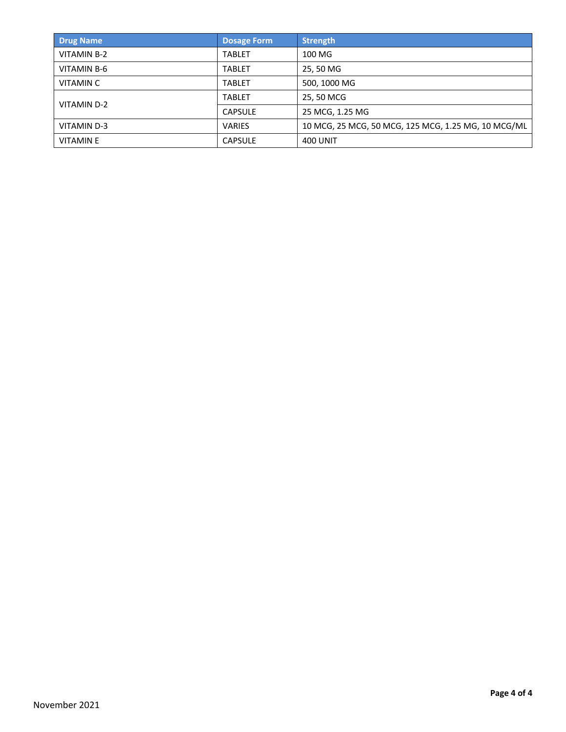| Drug Name | Dosage Form | Strength |
| --- | --- | --- |
| VITAMIN B-2 | TABLET | 100 MG |
| VITAMIN B-6 | TABLET | 25, 50 MG |
| VITAMIN C | TABLET | 500, 1000 MG |
| VITAMIN D-2 | TABLET | 25, 50 MCG |
| | CAPSULE | 25 MCG, 1.25 MG |
| VITAMIN D-3 | VARIES | 10 MCG, 25 MCG, 50 MCG, 125 MCG, 1.25 MG, 10 MCG/ML |
| VITAMIN E | CAPSULE | 400 UNIT |

November 2021